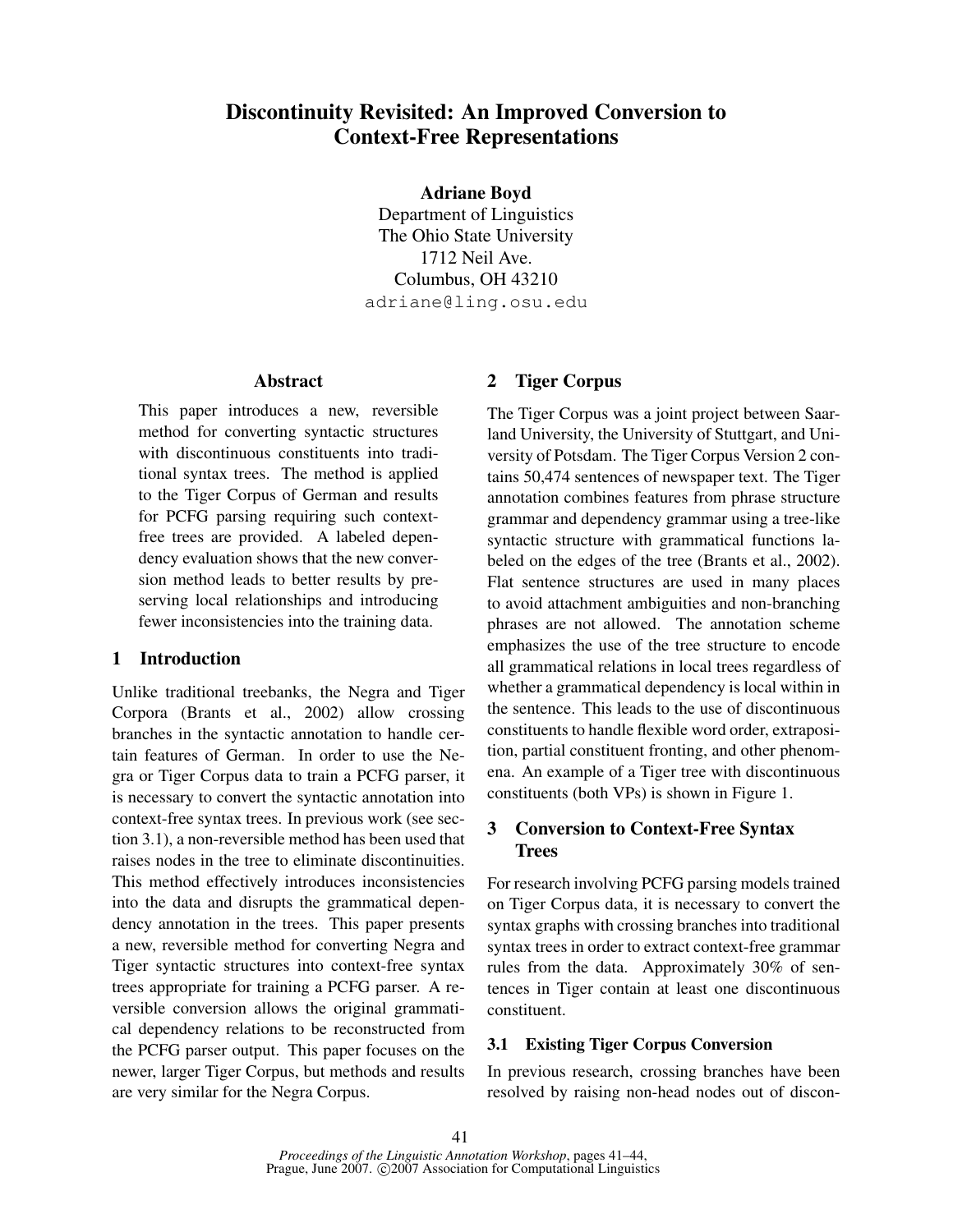# Discontinuity Revisited: An Improved Conversion to Context-Free Representations

**Adriane Boyd**
Department of Linguistics
The Ohio State University
1712 Neil Ave.
Columbus, OH 43210
adriane@ling.osu.edu

## Abstract

This paper introduces a new, reversible method for converting syntactic structures with discontinuous constituents into traditional syntax trees. The method is applied to the Tiger Corpus of German and results for PCFG parsing requiring such context-free trees are provided. A labeled dependency evaluation shows that the new conversion method leads to better results by preserving local relationships and introducing fewer inconsistencies into the training data.

## 1 Introduction

Unlike traditional treebanks, the Negra and Tiger Corpora (Brants et al., 2002) allow crossing branches in the syntactic annotation to handle certain features of German. In order to use the Negra or Tiger Corpus data to train a PCFG parser, it is necessary to convert the syntactic annotation into context-free syntax trees. In previous work (see section 3.1), a non-reversible method has been used that raises nodes in the tree to eliminate discontinuities. This method effectively introduces inconsistencies into the data and disrupts the grammatical dependency annotation in the trees. This paper presents a new, reversible method for converting Negra and Tiger syntactic structures into context-free syntax trees appropriate for training a PCFG parser. A reversible conversion allows the original grammatical dependency relations to be reconstructed from the PCFG parser output. This paper focuses on the newer, larger Tiger Corpus, but methods and results are very similar for the Negra Corpus.

## 2 Tiger Corpus

The Tiger Corpus was a joint project between Saarland University, the University of Stuttgart, and University of Potsdam. The Tiger Corpus Version 2 contains 50,474 sentences of newspaper text. The Tiger annotation combines features from phrase structure grammar and dependency grammar using a tree-like syntactic structure with grammatical functions labeled on the edges of the tree (Brants et al., 2002). Flat sentence structures are used in many places to avoid attachment ambiguities and non-branching phrases are not allowed. The annotation scheme emphasizes the use of the tree structure to encode all grammatical relations in local trees regardless of whether a grammatical dependency is local within in the sentence. This leads to the use of discontinuous constituents to handle flexible word order, extraposition, partial constituent fronting, and other phenomena. An example of a Tiger tree with discontinuous constituents (both VPs) is shown in Figure 1.

## 3 Conversion to Context-Free Syntax Trees

For research involving PCFG parsing models trained on Tiger Corpus data, it is necessary to convert the syntax graphs with crossing branches into traditional syntax trees in order to extract context-free grammar rules from the data. Approximately 30% of sentences in Tiger contain at least one discontinuous constituent.

### 3.1 Existing Tiger Corpus Conversion

In previous research, crossing branches have been resolved by raising non-head nodes out of discon-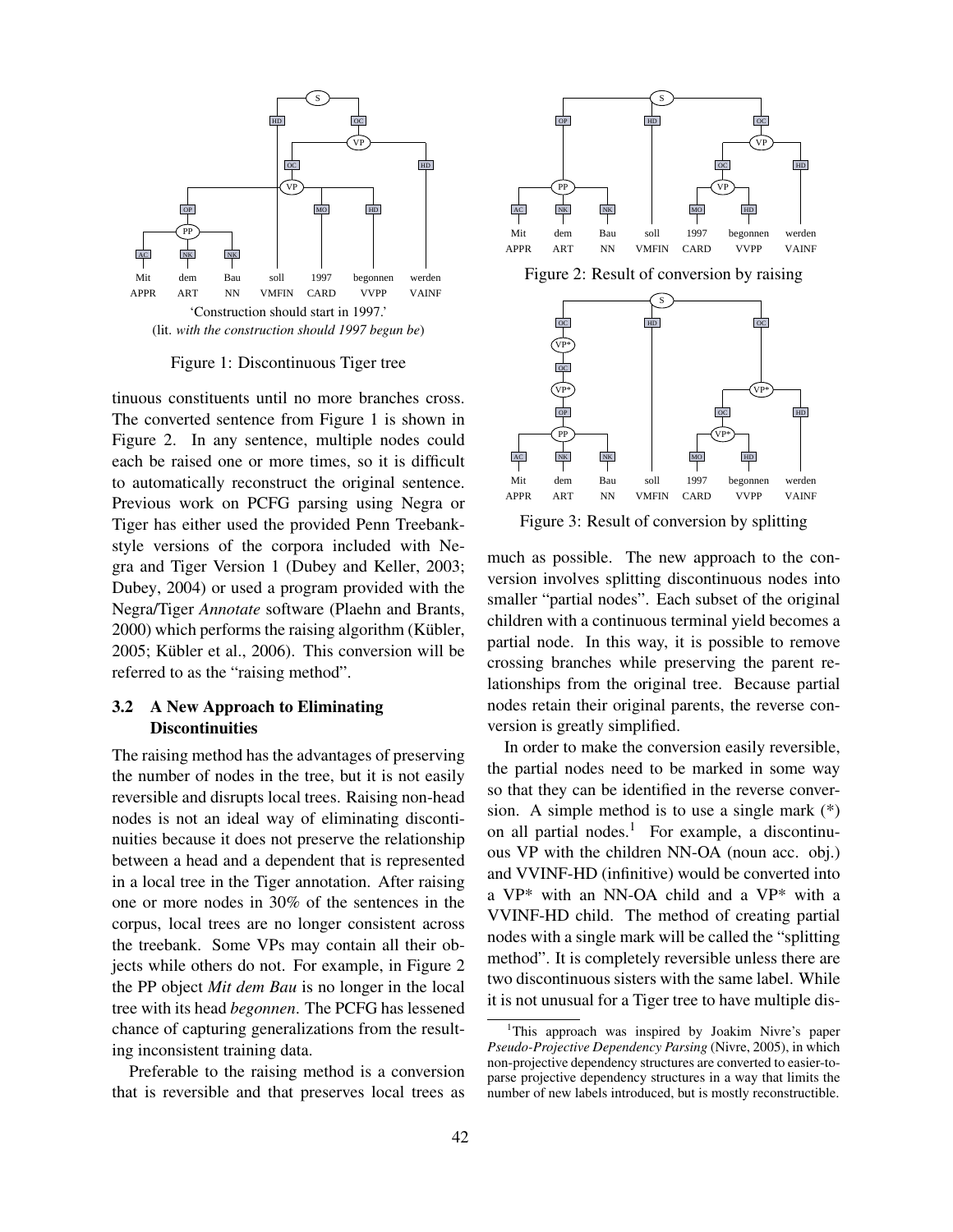Mit dem Bau soll 1997 begonnen werden
APPR ART NN VMFIN CARD VVPP VAINF

'Construction should start in 1997.'
(lit. *with the construction should 1997 begun be*)

Figure 1: Discontinuous Tiger tree

Figure 2: Result of conversion by raising

Figure 3: Result of conversion by splitting

tinuous constituents until no more branches cross. The converted sentence from Figure 1 is shown in Figure 2. In any sentence, multiple nodes could each be raised one or more times, so it is difficult to automatically reconstruct the original sentence. Previous work on PCFG parsing using Negra or Tiger has either used the provided Penn Treebank-style versions of the corpora included with Negra and Tiger Version 1 (Dubey and Keller, 2003; Dubey, 2004) or used a program provided with the Negra/Tiger *Annotate* software (Plaehn and Brants, 2000) which performs the raising algorithm (Kübler, 2005; Kübler et al., 2006). This conversion will be referred to as the "raising method".

### 3.2 A New Approach to Eliminating Discontinuities

The raising method has the advantages of preserving the number of nodes in the tree, but it is not easily reversible and disrupts local trees. Raising non-head nodes is not an ideal way of eliminating discontinuities because it does not preserve the relationship between a head and a dependent that is represented in a local tree in the Tiger annotation. After raising one or more nodes in 30% of the sentences in the corpus, local trees are no longer consistent across the treebank. Some VPs may contain all their objects while others do not. For example, in Figure 2 the PP object *Mit dem Bau* is no longer in the local tree with its head *begonnen*. The PCFG has lessened chance of capturing generalizations from the resulting inconsistent training data.

Preferable to the raising method is a conversion that is reversible and that preserves local trees as much as possible. The new approach to the conversion involves splitting discontinuous nodes into smaller "partial nodes". Each subset of the original children with a continuous terminal yield becomes a partial node. In this way, it is possible to remove crossing branches while preserving the parent relationships from the original tree. Because partial nodes retain their original parents, the reverse conversion is greatly simplified.

In order to make the conversion easily reversible, the partial nodes need to be marked in some way so that they can be identified in the reverse conversion. A simple method is to use a single mark (*) on all partial nodes.[1] For example, a discontinuous VP with the children NN-OA (noun acc. obj.) and VVINF-HD (infinitive) would be converted into a VP* with an NN-OA child and a VP* with a VVINF-HD child. The method of creating partial nodes with a single mark will be called the "splitting method". It is completely reversible unless there are two discontinuous sisters with the same label. While it is not unusual for a Tiger tree to have multiple dis-

[1] This approach was inspired by Joakim Nivre's paper *Pseudo-Projective Dependency Parsing* (Nivre, 2005), in which non-projective dependency structures are converted to easier-to-parse projective dependency structures in a way that limits the number of new labels introduced, but is mostly reconstructible.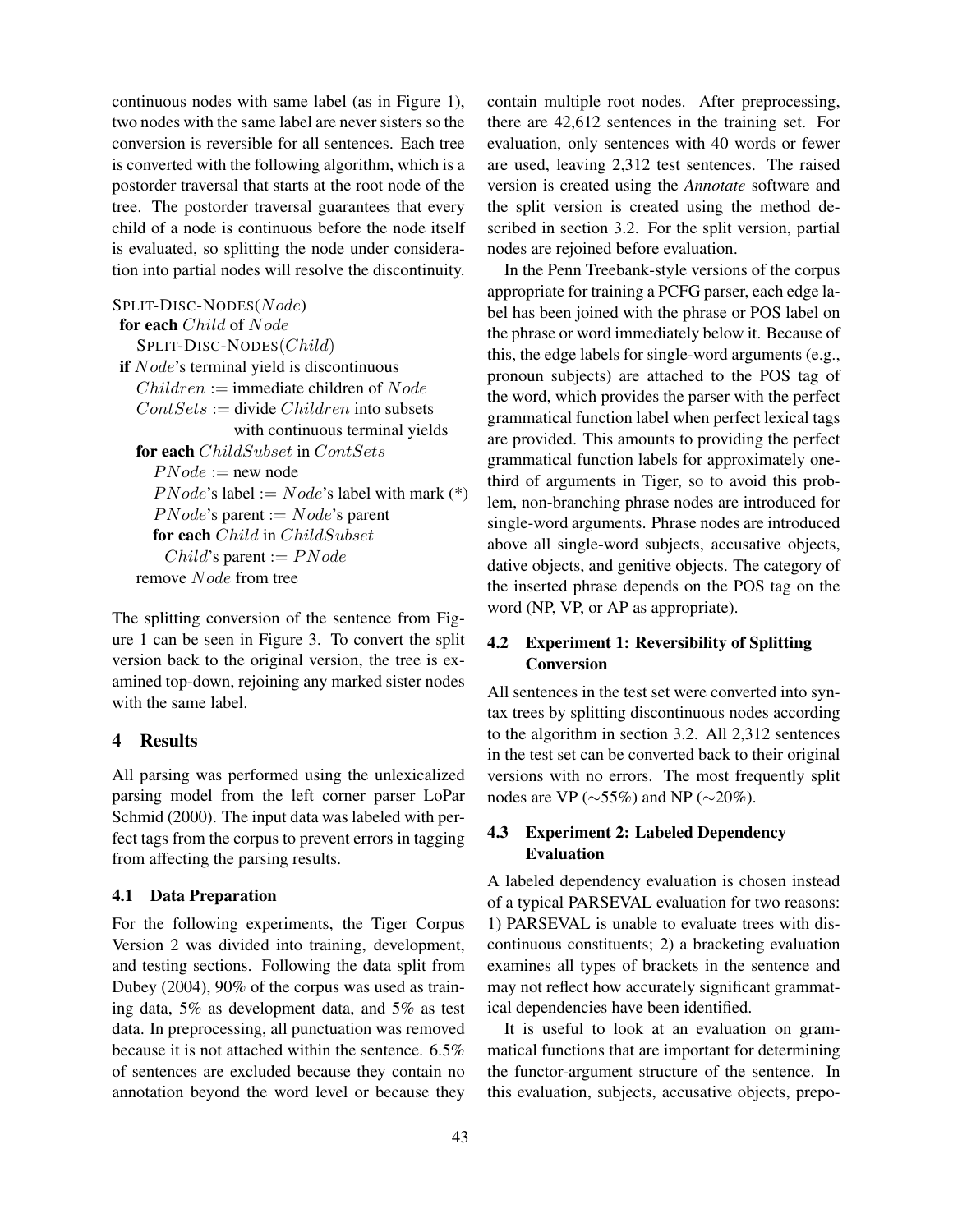continuous nodes with same label (as in Figure 1), two nodes with the same label are never sisters so the conversion is reversible for all sentences. Each tree is converted with the following algorithm, which is a postorder traversal that starts at the root node of the tree. The postorder traversal guarantees that every child of a node is continuous before the node itself is evaluated, so splitting the node under consideration into partial nodes will resolve the discontinuity.

```
SPLIT-DISC-NODES(Node)
 for each Child of Node
    SPLIT-DISC-NODES(Child)
 if Node's terminal yield is discontinuous
    Children := immediate children of Node
    ContSets := divide Children into subsets
                with continuous terminal yields
    for each ChildSubset in ContSets
       PNode := new node
       PNode's label := Node's label with mark (*)
       PNode's parent := Node's parent
       for each Child in ChildSubset
          Child's parent := PNode
    remove Node from tree
```

The splitting conversion of the sentence from Figure 1 can be seen in Figure 3. To convert the split version back to the original version, the tree is examined top-down, rejoining any marked sister nodes with the same label.

## 4 Results

All parsing was performed using the unlexicalized parsing model from the left corner parser LoPar Schmid (2000). The input data was labeled with perfect tags from the corpus to prevent errors in tagging from affecting the parsing results.

### 4.1 Data Preparation

For the following experiments, the Tiger Corpus Version 2 was divided into training, development, and testing sections. Following the data split from Dubey (2004), 90% of the corpus was used as training data, 5% as development data, and 5% as test data. In preprocessing, all punctuation was removed because it is not attached within the sentence. 6.5% of sentences are excluded because they contain no annotation beyond the word level or because they contain multiple root nodes. After preprocessing, there are 42,612 sentences in the training set. For evaluation, only sentences with 40 words or fewer are used, leaving 2,312 test sentences. The raised version is created using the *Annotate* software and the split version is created using the method described in section 3.2. For the split version, partial nodes are rejoined before evaluation.

In the Penn Treebank-style versions of the corpus appropriate for training a PCFG parser, each edge label has been joined with the phrase or POS label on the phrase or word immediately below it. Because of this, the edge labels for single-word arguments (e.g., pronoun subjects) are attached to the POS tag of the word, which provides the parser with the perfect grammatical function label when perfect lexical tags are provided. This amounts to providing the perfect grammatical function labels for approximately one-third of arguments in Tiger, so to avoid this problem, non-branching phrase nodes are introduced for single-word arguments. Phrase nodes are introduced above all single-word subjects, accusative objects, dative objects, and genitive objects. The category of the inserted phrase depends on the POS tag on the word (NP, VP, or AP as appropriate).

### 4.2 Experiment 1: Reversibility of Splitting Conversion

All sentences in the test set were converted into syntax trees by splitting discontinuous nodes according to the algorithm in section 3.2. All 2,312 sentences in the test set can be converted back to their original versions with no errors. The most frequently split nodes are VP ($\sim$55%) and NP ($\sim$20%).

### 4.3 Experiment 2: Labeled Dependency Evaluation

A labeled dependency evaluation is chosen instead of a typical PARSEVAL evaluation for two reasons: 1) PARSEVAL is unable to evaluate trees with discontinuous constituents; 2) a bracketing evaluation examines all types of brackets in the sentence and may not reflect how accurately significant grammatical dependencies have been identified.

It is useful to look at an evaluation on grammatical functions that are important for determining the functor-argument structure of the sentence. In this evaluation, subjects, accusative objects, prepo-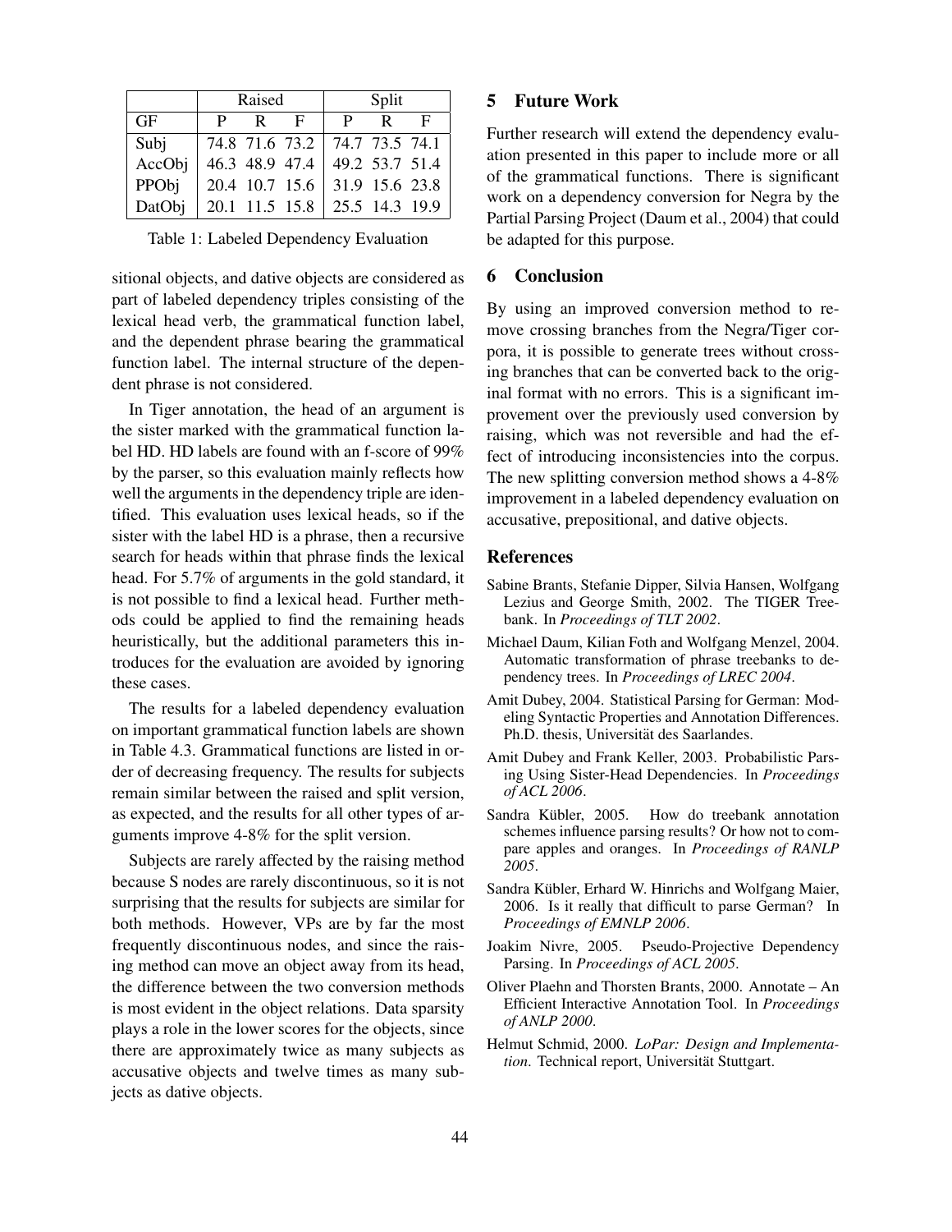| | Raised | | | Split | | |
|---|---|---|---|---|---|---|
| GF | P | R | F | P | R | F |
| Subj | 74.8 | 71.6 | 73.2 | 74.7 | 73.5 | 74.1 |
| AccObj | 46.3 | 48.9 | 47.4 | 49.2 | 53.7 | 51.4 |
| PPObj | 20.4 | 10.7 | 15.6 | 31.9 | 15.6 | 23.8 |
| DatObj | 20.1 | 11.5 | 15.8 | 25.5 | 14.3 | 19.9 |

Table 1: Labeled Dependency Evaluation

sitional objects, and dative objects are considered as part of labeled dependency triples consisting of the lexical head verb, the grammatical function label, and the dependent phrase bearing the grammatical function label. The internal structure of the dependent phrase is not considered.

In Tiger annotation, the head of an argument is the sister marked with the grammatical function label HD. HD labels are found with an f-score of 99% by the parser, so this evaluation mainly reflects how well the arguments in the dependency triple are identified. This evaluation uses lexical heads, so if the sister with the label HD is a phrase, then a recursive search for heads within that phrase finds the lexical head. For 5.7% of arguments in the gold standard, it is not possible to find a lexical head. Further methods could be applied to find the remaining heads heuristically, but the additional parameters this introduces for the evaluation are avoided by ignoring these cases.

The results for a labeled dependency evaluation on important grammatical function labels are shown in Table 4.3. Grammatical functions are listed in order of decreasing frequency. The results for subjects remain similar between the raised and split version, as expected, and the results for all other types of arguments improve 4-8% for the split version.

Subjects are rarely affected by the raising method because S nodes are rarely discontinuous, so it is not surprising that the results for subjects are similar for both methods. However, VPs are by far the most frequently discontinuous nodes, and since the raising method can move an object away from its head, the difference between the two conversion methods is most evident in the object relations. Data sparsity plays a role in the lower scores for the objects, since there are approximately twice as many subjects as accusative objects and twelve times as many subjects as dative objects.

## 5 Future Work

Further research will extend the dependency evaluation presented in this paper to include more or all of the grammatical functions. There is significant work on a dependency conversion for Negra by the Partial Parsing Project (Daum et al., 2004) that could be adapted for this purpose.

## 6 Conclusion

By using an improved conversion method to remove crossing branches from the Negra/Tiger corpora, it is possible to generate trees without crossing branches that can be converted back to the original format with no errors. This is a significant improvement over the previously used conversion by raising, which was not reversible and had the effect of introducing inconsistencies into the corpus. The new splitting conversion method shows a 4-8% improvement in a labeled dependency evaluation on accusative, prepositional, and dative objects.

## References

Sabine Brants, Stefanie Dipper, Silvia Hansen, Wolfgang Lezius and George Smith, 2002. The TIGER Treebank. In *Proceedings of TLT 2002*.

Michael Daum, Kilian Foth and Wolfgang Menzel, 2004. Automatic transformation of phrase treebanks to dependency trees. In *Proceedings of LREC 2004*.

Amit Dubey, 2004. Statistical Parsing for German: Modeling Syntactic Properties and Annotation Differences. Ph.D. thesis, Universität des Saarlandes.

Amit Dubey and Frank Keller, 2003. Probabilistic Parsing Using Sister-Head Dependencies. In *Proceedings of ACL 2006*.

Sandra Kübler, 2005. How do treebank annotation schemes influence parsing results? Or how not to compare apples and oranges. In *Proceedings of RANLP 2005*.

Sandra Kübler, Erhard W. Hinrichs and Wolfgang Maier, 2006. Is it really that difficult to parse German? In *Proceedings of EMNLP 2006*.

Joakim Nivre, 2005. Pseudo-Projective Dependency Parsing. In *Proceedings of ACL 2005*.

Oliver Plaehn and Thorsten Brants, 2000. Annotate – An Efficient Interactive Annotation Tool. In *Proceedings of ANLP 2000*.

Helmut Schmid, 2000. *LoPar: Design and Implementation.* Technical report, Universität Stuttgart.